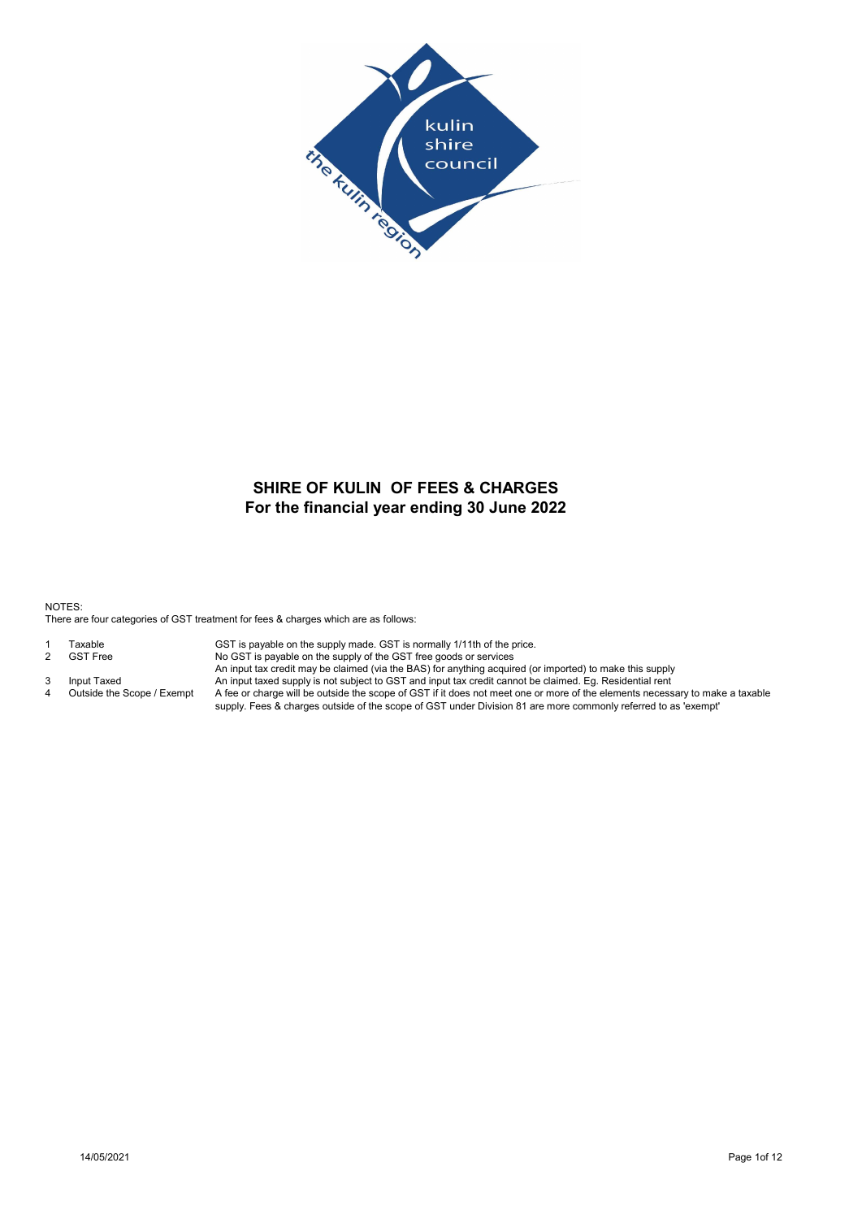# SHIRE OF KULIN OF FEES & CHARGES
## For the financial year ending 30 June 2022

NOTES:
There are four categories of GST treatment for fees & charges which are as follows:

| | | |
|---|---|---|
| 1 | Taxable | GST is payable on the supply made. GST is normally 1/11th of the price. |
| 2 | GST Free | No GST is payable on the supply of the GST free goods or services<br>An input tax credit may be claimed (via the BAS) for anything acquired (or imported) to make this supply |
| 3 | Input Taxed | An input taxed supply is not subject to GST and input tax credit cannot be claimed. Eg. Residential rent |
| 4 | Outside the Scope / Exempt | A fee or charge will be outside the scope of GST if it does not meet one or more of the elements necessary to make a taxable supply. Fees & charges outside of the scope of GST under Division 81 are more commonly referred to as 'exempt' |

14/05/2021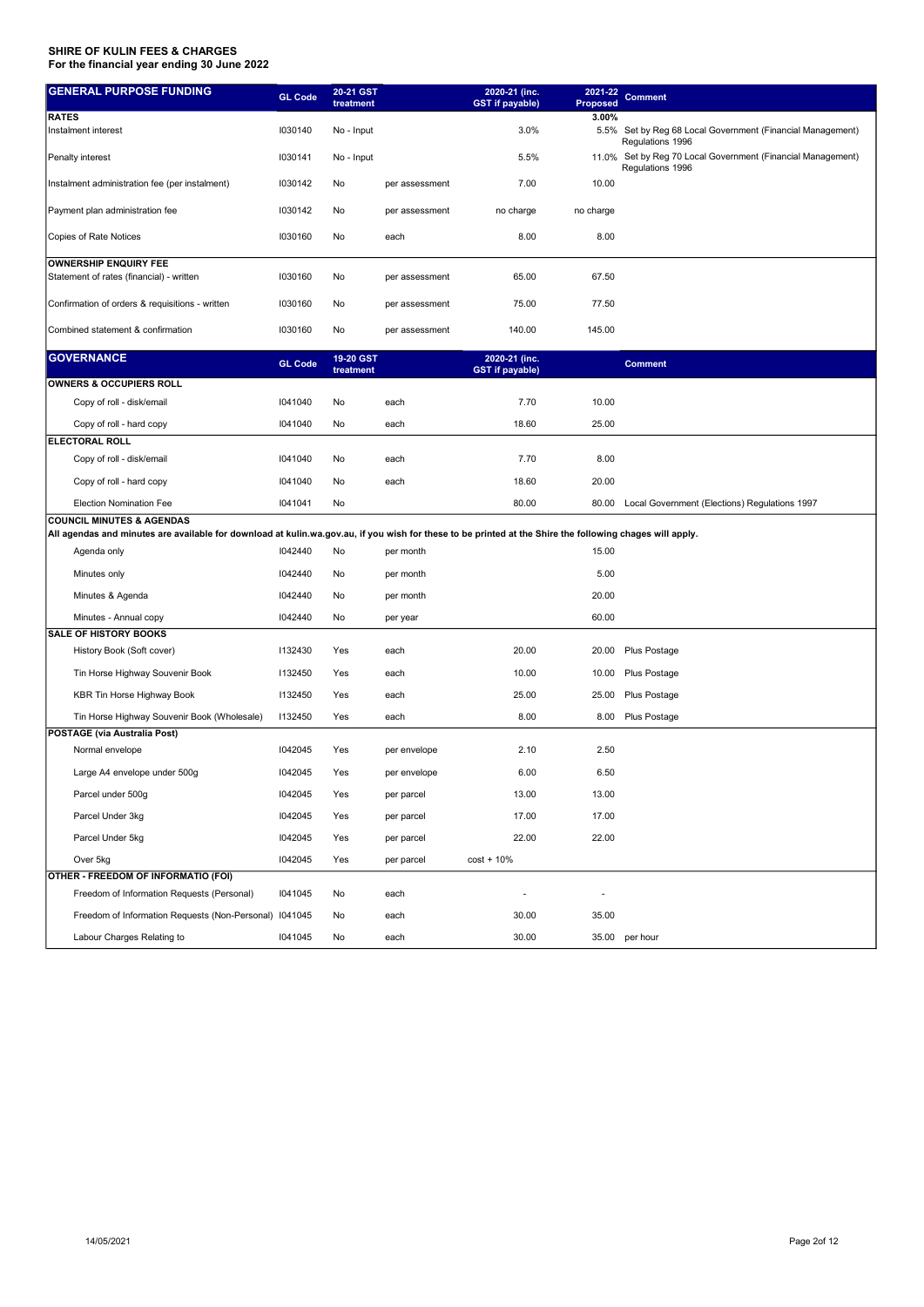**SHIRE OF KULIN FEES & CHARGES**
**For the financial year ending 30 June 2022**

| GENERAL PURPOSE FUNDING | GL Code | 20-21 GST treatment | | 2020-21 (inc. GST if payable) | 2021-22 Proposed | Comment |
|---|---|---|---|---|---|---|
| **RATES** | | | | | 3.00% | |
| Instalment interest | I030140 | No - Input | | 3.0% | 5.5% | Set by Reg 68 Local Government (Financial Management) Regulations 1996 |
| Penalty interest | I030141 | No - Input | | 5.5% | 11.0% | Set by Reg 70 Local Government (Financial Management) Regulations 1996 |
| Instalment administration fee (per instalment) | I030142 | No | per assessment | 7.00 | 10.00 | |
| Payment plan administration fee | I030142 | No | per assessment | no charge | no charge | |
| Copies of Rate Notices | I030160 | No | each | 8.00 | 8.00 | |
| **OWNERSHIP ENQUIRY FEE** | | | | | | |
| Statement of rates (financial) - written | I030160 | No | per assessment | 65.00 | 67.50 | |
| Confirmation of orders & requisitions - written | I030160 | No | per assessment | 75.00 | 77.50 | |
| Combined statement & confirmation | I030160 | No | per assessment | 140.00 | 145.00 | |

| GOVERNANCE | GL Code | 19-20 GST treatment | | 2020-21 (inc. GST if payable) | | Comment |
|---|---|---|---|---|---|---|
| **OWNERS & OCCUPIERS ROLL** | | | | | | |
| Copy of roll - disk/email | I041040 | No | each | 7.70 | 10.00 | |
| Copy of roll - hard copy | I041040 | No | each | 18.60 | 25.00 | |
| **ELECTORAL ROLL** | | | | | | |
| Copy of roll - disk/email | I041040 | No | each | 7.70 | 8.00 | |
| Copy of roll - hard copy | I041040 | No | each | 18.60 | 20.00 | |
| Election Nomination Fee | I041041 | No | | 80.00 | 80.00 | Local Government (Elections) Regulations 1997 |
| **COUNCIL MINUTES & AGENDAS** | | | | | | |
| **All agendas and minutes are available for download at kulin.wa.gov.au, if you wish for these to be printed at the Shire the following chages will apply.** | | | | | | |
| Agenda only | I042440 | No | per month | | 15.00 | |
| Minutes only | I042440 | No | per month | | 5.00 | |
| Minutes & Agenda | I042440 | No | per month | | 20.00 | |
| Minutes - Annual copy | I042440 | No | per year | | 60.00 | |
| **SALE OF HISTORY BOOKS** | | | | | | |
| History Book (Soft cover) | I132430 | Yes | each | 20.00 | 20.00 | Plus Postage |
| Tin Horse Highway Souvenir Book | I132450 | Yes | each | 10.00 | 10.00 | Plus Postage |
| KBR Tin Horse Highway Book | I132450 | Yes | each | 25.00 | 25.00 | Plus Postage |
| Tin Horse Highway Souvenir Book (Wholesale) | I132450 | Yes | each | 8.00 | 8.00 | Plus Postage |
| **POSTAGE (via Australia Post)** | | | | | | |
| Normal envelope | I042045 | Yes | per envelope | 2.10 | 2.50 | |
| Large A4 envelope under 500g | I042045 | Yes | per envelope | 6.00 | 6.50 | |
| Parcel under 500g | I042045 | Yes | per parcel | 13.00 | 13.00 | |
| Parcel Under 3kg | I042045 | Yes | per parcel | 17.00 | 17.00 | |
| Parcel Under 5kg | I042045 | Yes | per parcel | 22.00 | 22.00 | |
| Over 5kg | I042045 | Yes | per parcel | cost + 10% | | |
| **OTHER - FREEDOM OF INFORMATIO (FOI)** | | | | | | |
| Freedom of Information Requests (Personal) | I041045 | No | each | - | - | |
| Freedom of Information Requests (Non-Personal) | I041045 | No | each | 30.00 | 35.00 | |
| Labour Charges Relating to | I041045 | No | each | 30.00 | 35.00 | per hour |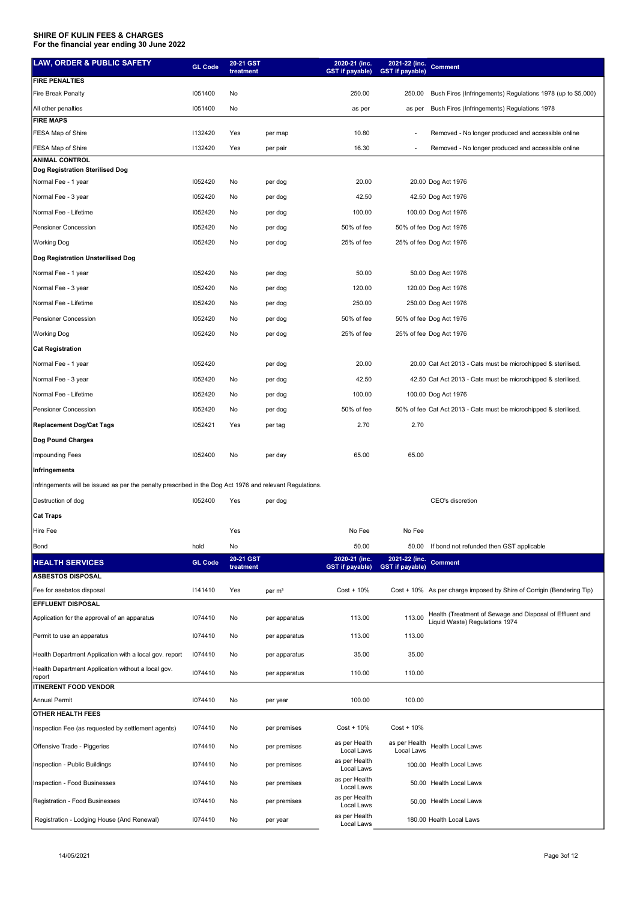**SHIRE OF KULIN FEES & CHARGES**
**For the financial year ending 30 June 2022**

| LAW, ORDER & PUBLIC SAFETY | GL Code | 20-21 GST treatment | | 2020-21 (inc. GST if payable) | 2021-22 (inc. GST if payable) | Comment |
|---|---|---|---|---|---|---|
| **FIRE PENALTIES** | | | | | | |
| Fire Break Penalty | I051400 | No | | 250.00 | 250.00 | Bush Fires (Infringements) Regulations 1978 (up to $5,000) |
| All other penalties | I051400 | No | | as per | as per | Bush Fires (Infringements) Regulations 1978 |
| **FIRE MAPS** | | | | | | |
| FESA Map of Shire | I132420 | Yes | per map | 10.80 | - | Removed - No longer produced and accessible online |
| FESA Map of Shire | I132420 | Yes | per pair | 16.30 | - | Removed - No longer produced and accessible online |
| **ANIMAL CONTROL** | | | | | | |
| **Dog Registration Sterilised Dog** | | | | | | |
| Normal Fee - 1 year | I052420 | No | per dog | 20.00 | 20.00 | Dog Act 1976 |
| Normal Fee - 3 year | I052420 | No | per dog | 42.50 | 42.50 | Dog Act 1976 |
| Normal Fee - Lifetime | I052420 | No | per dog | 100.00 | 100.00 | Dog Act 1976 |
| Pensioner Concession | I052420 | No | per dog | 50% of fee | 50% of fee | Dog Act 1976 |
| Working Dog | I052420 | No | per dog | 25% of fee | 25% of fee | Dog Act 1976 |
| **Dog Registration Unsterilised Dog** | | | | | | |
| Normal Fee - 1 year | I052420 | No | per dog | 50.00 | 50.00 | Dog Act 1976 |
| Normal Fee - 3 year | I052420 | No | per dog | 120.00 | 120.00 | Dog Act 1976 |
| Normal Fee - Lifetime | I052420 | No | per dog | 250.00 | 250.00 | Dog Act 1976 |
| Pensioner Concession | I052420 | No | per dog | 50% of fee | 50% of fee | Dog Act 1976 |
| Working Dog | I052420 | No | per dog | 25% of fee | 25% of fee | Dog Act 1976 |
| **Cat Registration** | | | | | | |
| Normal Fee - 1 year | I052420 | | per dog | 20.00 | 20.00 | Cat Act 2013 - Cats must be microchipped & sterilised. |
| Normal Fee - 3 year | I052420 | No | per dog | 42.50 | 42.50 | Cat Act 2013 - Cats must be microchipped & sterilised. |
| Normal Fee - Lifetime | I052420 | No | per dog | 100.00 | 100.00 | Dog Act 1976 |
| Pensioner Concession | I052420 | No | per dog | 50% of fee | 50% of fee | Cat Act 2013 - Cats must be microchipped & sterilised. |
| **Replacement Dog/Cat Tags** | I052421 | Yes | per tag | 2.70 | 2.70 | |
| **Dog Pound Charges** | | | | | | |
| Impounding Fees | I052400 | No | per day | 65.00 | 65.00 | |
| **Infringements** | | | | | | |
| Infringements will be issued as per the penalty prescribed in the Dog Act 1976 and relevant Regulations. | | | | | | |
| Destruction of dog | I052400 | Yes | per dog | | | CEO's discretion |
| **Cat Traps** | | | | | | |
| Hire Fee | | Yes | | No Fee | No Fee | |
| Bond | hold | No | | 50.00 | 50.00 | If bond not refunded then GST applicable |

| HEALTH SERVICES | GL Code | 20-21 GST treatment | | 2020-21 (inc. GST if payable) | 2021-22 (inc. GST if payable) | Comment |
|---|---|---|---|---|---|---|
| **ASBESTOS DISPOSAL** | | | | | | |
| Fee for asebstos disposal | I141410 | Yes | per m³ | Cost + 10% | Cost + 10% | As per charge imposed by Shire of Corrigin (Bendering Tip) |
| **EFFLUENT DISPOSAL** | | | | | | |
| Application for the approval of an apparatus | I074410 | No | per apparatus | 113.00 | 113.00 | Health (Treatment of Sewage and Disposal of Effluent and Liquid Waste) Regulations 1974 |
| Permit to use an apparatus | I074410 | No | per apparatus | 113.00 | 113.00 | |
| Health Department Application with a local gov. report | I074410 | No | per apparatus | 35.00 | 35.00 | |
| Health Department Application without a local gov. report | I074410 | No | per apparatus | 110.00 | 110.00 | |
| **ITINERENT FOOD VENDOR** | | | | | | |
| Annual Permit | I074410 | No | per year | 100.00 | 100.00 | |
| **OTHER HEALTH FEES** | | | | | | |
| Inspection Fee (as requested by settlement agents) | I074410 | No | per premises | Cost + 10% | Cost + 10% | |
| Offensive Trade - Piggeries | I074410 | No | per premises | as per Health Local Laws | as per Health Local Laws | Health Local Laws |
| Inspection - Public Buildings | I074410 | No | per premises | as per Health Local Laws | 100.00 | Health Local Laws |
| Inspection - Food Businesses | I074410 | No | per premises | as per Health Local Laws | 50.00 | Health Local Laws |
| Registration - Food Businesses | I074410 | No | per premises | as per Health Local Laws | 50.00 | Health Local Laws |
| Registration - Lodging House (And Renewal) | I074410 | No | per year | as per Health Local Laws | 180.00 | Health Local Laws |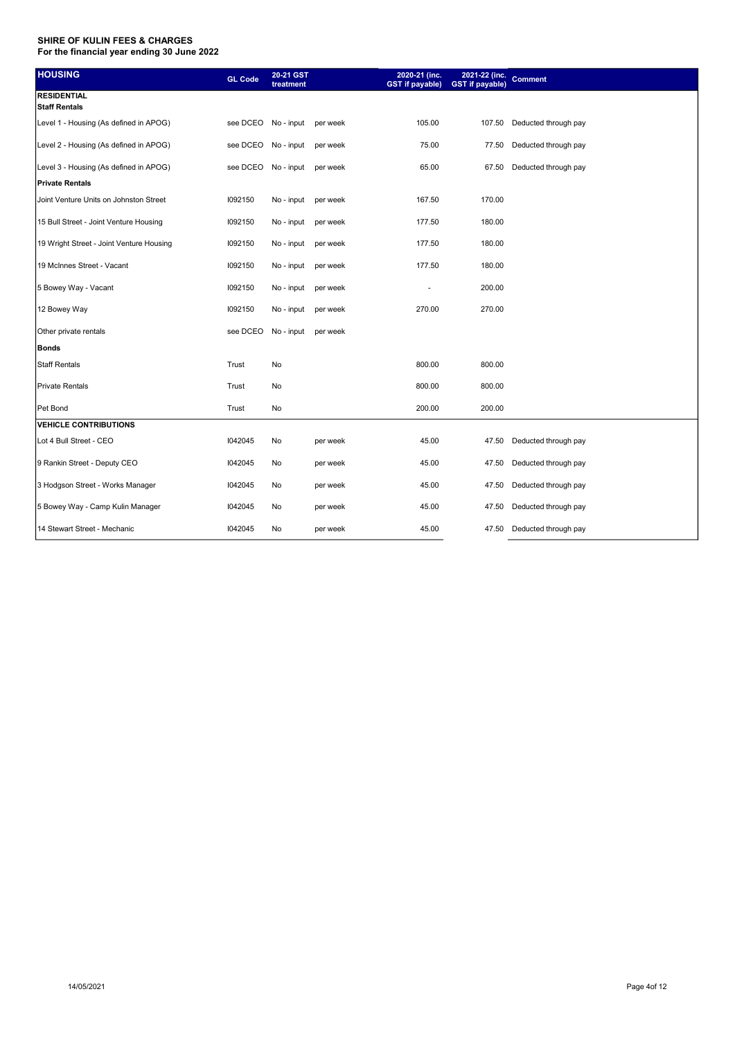**SHIRE OF KULIN FEES & CHARGES**
**For the financial year ending 30 June 2022**

| HOUSING | GL Code | 20-21 GST treatment | | 2020-21 (inc. GST if payable) | 2021-22 (inc. GST if payable) | Comment |
|---|---|---|---|---|---|---|
| **RESIDENTIAL** | | | | | | |
| **Staff Rentals** | | | | | | |
| Level 1 - Housing (As defined in APOG) | see DCEO | No - input | per week | 105.00 | 107.50 | Deducted through pay |
| Level 2 - Housing (As defined in APOG) | see DCEO | No - input | per week | 75.00 | 77.50 | Deducted through pay |
| Level 3 - Housing (As defined in APOG) | see DCEO | No - input | per week | 65.00 | 67.50 | Deducted through pay |
| **Private Rentals** | | | | | | |
| Joint Venture Units on Johnston Street | I092150 | No - input | per week | 167.50 | 170.00 | |
| 15 Bull Street - Joint Venture Housing | I092150 | No - input | per week | 177.50 | 180.00 | |
| 19 Wright Street - Joint Venture Housing | I092150 | No - input | per week | 177.50 | 180.00 | |
| 19 McInnes Street - Vacant | I092150 | No - input | per week | 177.50 | 180.00 | |
| 5 Bowey Way - Vacant | I092150 | No - input | per week | - | 200.00 | |
| 12 Bowey Way | I092150 | No - input | per week | 270.00 | 270.00 | |
| Other private rentals | see DCEO | No - input | per week | | | |
| **Bonds** | | | | | | |
| Staff Rentals | Trust | No | | 800.00 | 800.00 | |
| Private Rentals | Trust | No | | 800.00 | 800.00 | |
| Pet Bond | Trust | No | | 200.00 | 200.00 | |
| **VEHICLE CONTRIBUTIONS** | | | | | | |
| Lot 4 Bull Street - CEO | I042045 | No | per week | 45.00 | 47.50 | Deducted through pay |
| 9 Rankin Street - Deputy CEO | I042045 | No | per week | 45.00 | 47.50 | Deducted through pay |
| 3 Hodgson Street - Works Manager | I042045 | No | per week | 45.00 | 47.50 | Deducted through pay |
| 5 Bowey Way - Camp Kulin Manager | I042045 | No | per week | 45.00 | 47.50 | Deducted through pay |
| 14 Stewart Street - Mechanic | I042045 | No | per week | 45.00 | 47.50 | Deducted through pay |

14/05/2021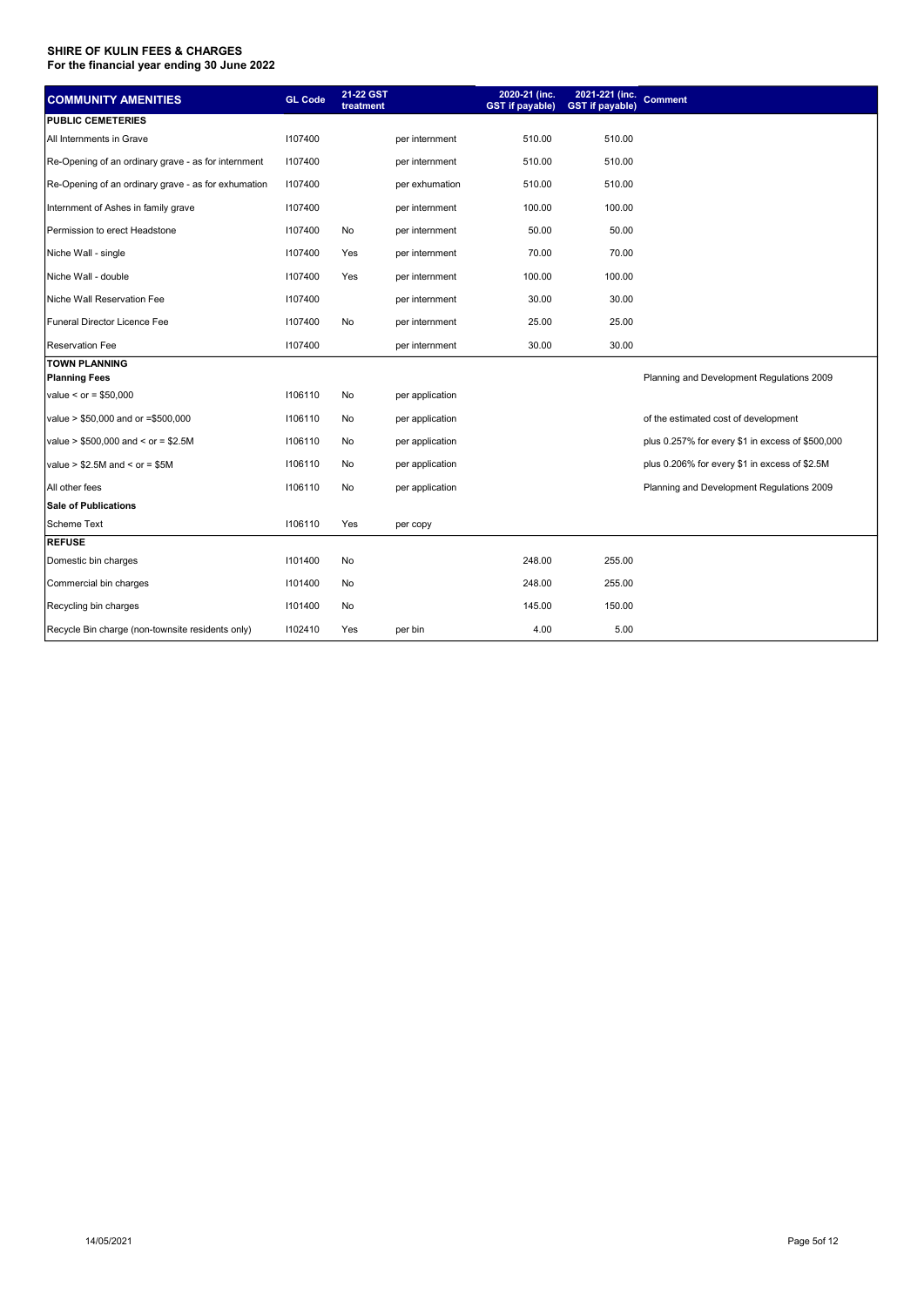**SHIRE OF KULIN FEES & CHARGES**
**For the financial year ending 30 June 2022**

| COMMUNITY AMENITIES | GL Code | 21-22 GST treatment | | 2020-21 (inc. GST if payable) | 2021-221 (inc. GST if payable) | Comment |
|---|---|---|---|---|---|---|
| **PUBLIC CEMETERIES** | | | | | | |
| All Internments in Grave | I107400 | | per internment | 510.00 | 510.00 | |
| Re-Opening of an ordinary grave - as for internment | I107400 | | per internment | 510.00 | 510.00 | |
| Re-Opening of an ordinary grave - as for exhumation | I107400 | | per exhumation | 510.00 | 510.00 | |
| Internment of Ashes in family grave | I107400 | | per internment | 100.00 | 100.00 | |
| Permission to erect Headstone | I107400 | No | per internment | 50.00 | 50.00 | |
| Niche Wall - single | I107400 | Yes | per internment | 70.00 | 70.00 | |
| Niche Wall - double | I107400 | Yes | per internment | 100.00 | 100.00 | |
| Niche Wall Reservation Fee | I107400 | | per internment | 30.00 | 30.00 | |
| Funeral Director Licence Fee | I107400 | No | per internment | 25.00 | 25.00 | |
| Reservation Fee | I107400 | | per internment | 30.00 | 30.00 | |
| **TOWN PLANNING** | | | | | | |
| **Planning Fees** | | | | | | Planning and Development Regulations 2009 |
| value < or = $50,000 | I106110 | No | per application | | | |
| value > $50,000 and or =$500,000 | I106110 | No | per application | | | of the estimated cost of development |
| value > $500,000 and < or = $2.5M | I106110 | No | per application | | | plus 0.257% for every $1 in excess of $500,000 |
| value > $2.5M and < or = $5M | I106110 | No | per application | | | plus 0.206% for every $1 in excess of $2.5M |
| All other fees | I106110 | No | per application | | | Planning and Development Regulations 2009 |
| **Sale of Publications** | | | | | | |
| Scheme Text | I106110 | Yes | per copy | | | |
| **REFUSE** | | | | | | |
| Domestic bin charges | I101400 | No | | 248.00 | 255.00 | |
| Commercial bin charges | I101400 | No | | 248.00 | 255.00 | |
| Recycling bin charges | I101400 | No | | 145.00 | 150.00 | |
| Recycle Bin charge (non-townsite residents only) | I102410 | Yes | per bin | 4.00 | 5.00 | |

14/05/2021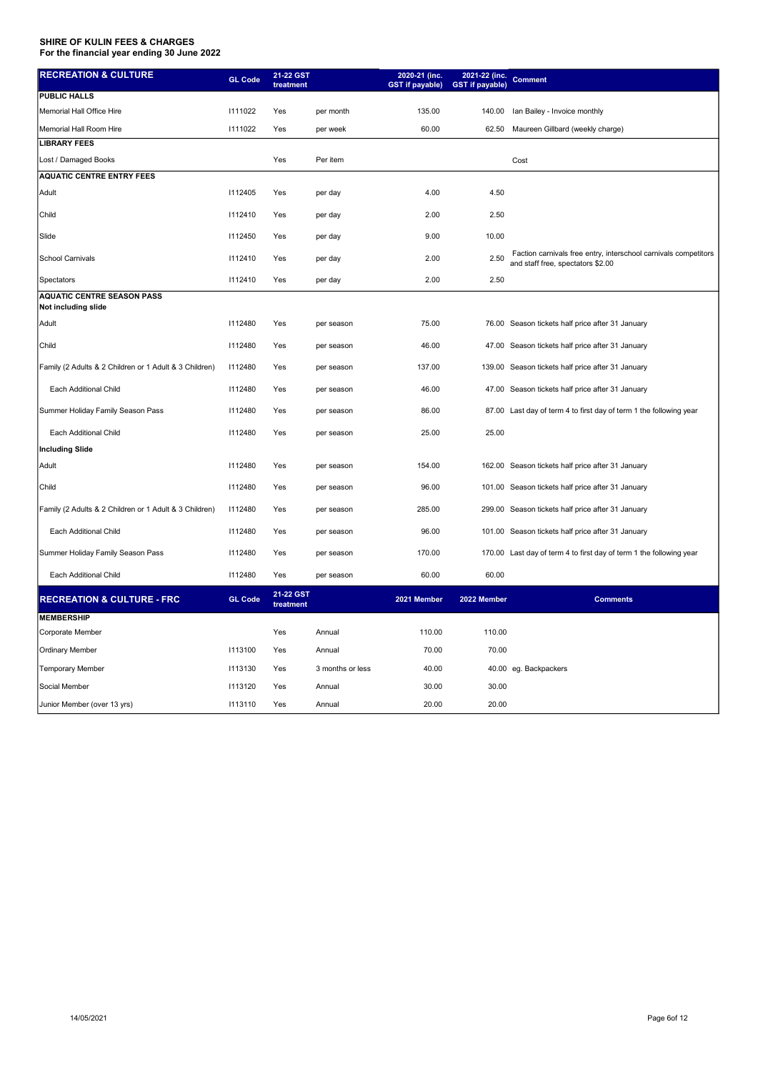**SHIRE OF KULIN FEES & CHARGES**
**For the financial year ending 30 June 2022**

| RECREATION & CULTURE | GL Code | 21-22 GST treatment | | 2020-21 (inc. GST if payable) | 2021-22 (inc. GST if payable) | Comment |
|---|---|---|---|---|---|---|
| **PUBLIC HALLS** | | | | | | |
| Memorial Hall Office Hire | I111022 | Yes | per month | 135.00 | 140.00 | Ian Bailey - Invoice monthly |
| Memorial Hall Room Hire | I111022 | Yes | per week | 60.00 | 62.50 | Maureen Gillbard (weekly charge) |
| **LIBRARY FEES** | | | | | | |
| Lost / Damaged Books | | Yes | Per item | | | Cost |
| **AQUATIC CENTRE ENTRY FEES** | | | | | | |
| Adult | I112405 | Yes | per day | 4.00 | 4.50 | |
| Child | I112410 | Yes | per day | 2.00 | 2.50 | |
| Slide | I112450 | Yes | per day | 9.00 | 10.00 | |
| School Carnivals | I112410 | Yes | per day | 2.00 | 2.50 | Faction carnivals free entry, interschool carnivals competitors and staff free, spectators $2.00 |
| Spectators | I112410 | Yes | per day | 2.00 | 2.50 | |
| **AQUATIC CENTRE SEASON PASS** | | | | | | |
| **Not including slide** | | | | | | |
| Adult | I112480 | Yes | per season | 75.00 | 76.00 | Season tickets half price after 31 January |
| Child | I112480 | Yes | per season | 46.00 | 47.00 | Season tickets half price after 31 January |
| Family (2 Adults & 2 Children or 1 Adult & 3 Children) | I112480 | Yes | per season | 137.00 | 139.00 | Season tickets half price after 31 January |
| Each Additional Child | I112480 | Yes | per season | 46.00 | 47.00 | Season tickets half price after 31 January |
| Summer Holiday Family Season Pass | I112480 | Yes | per season | 86.00 | 87.00 | Last day of term 4 to first day of term 1 the following year |
| Each Additional Child | I112480 | Yes | per season | 25.00 | 25.00 | |
| **Including Slide** | | | | | | |
| Adult | I112480 | Yes | per season | 154.00 | 162.00 | Season tickets half price after 31 January |
| Child | I112480 | Yes | per season | 96.00 | 101.00 | Season tickets half price after 31 January |
| Family (2 Adults & 2 Children or 1 Adult & 3 Children) | I112480 | Yes | per season | 285.00 | 299.00 | Season tickets half price after 31 January |
| Each Additional Child | I112480 | Yes | per season | 96.00 | 101.00 | Season tickets half price after 31 January |
| Summer Holiday Family Season Pass | I112480 | Yes | per season | 170.00 | 170.00 | Last day of term 4 to first day of term 1 the following year |
| Each Additional Child | I112480 | Yes | per season | 60.00 | 60.00 | |

| RECREATION & CULTURE - FRC | GL Code | 21-22 GST treatment | | 2021 Member | 2022 Member | Comments |
|---|---|---|---|---|---|---|
| **MEMBERSHIP** | | | | | | |
| Corporate Member | | Yes | Annual | 110.00 | 110.00 | |
| Ordinary Member | I113100 | Yes | Annual | 70.00 | 70.00 | |
| Temporary Member | I113130 | Yes | 3 months or less | 40.00 | 40.00 | eg. Backpackers |
| Social Member | I113120 | Yes | Annual | 30.00 | 30.00 | |
| Junior Member (over 13 yrs) | I113110 | Yes | Annual | 20.00 | 20.00 | |

14/05/2021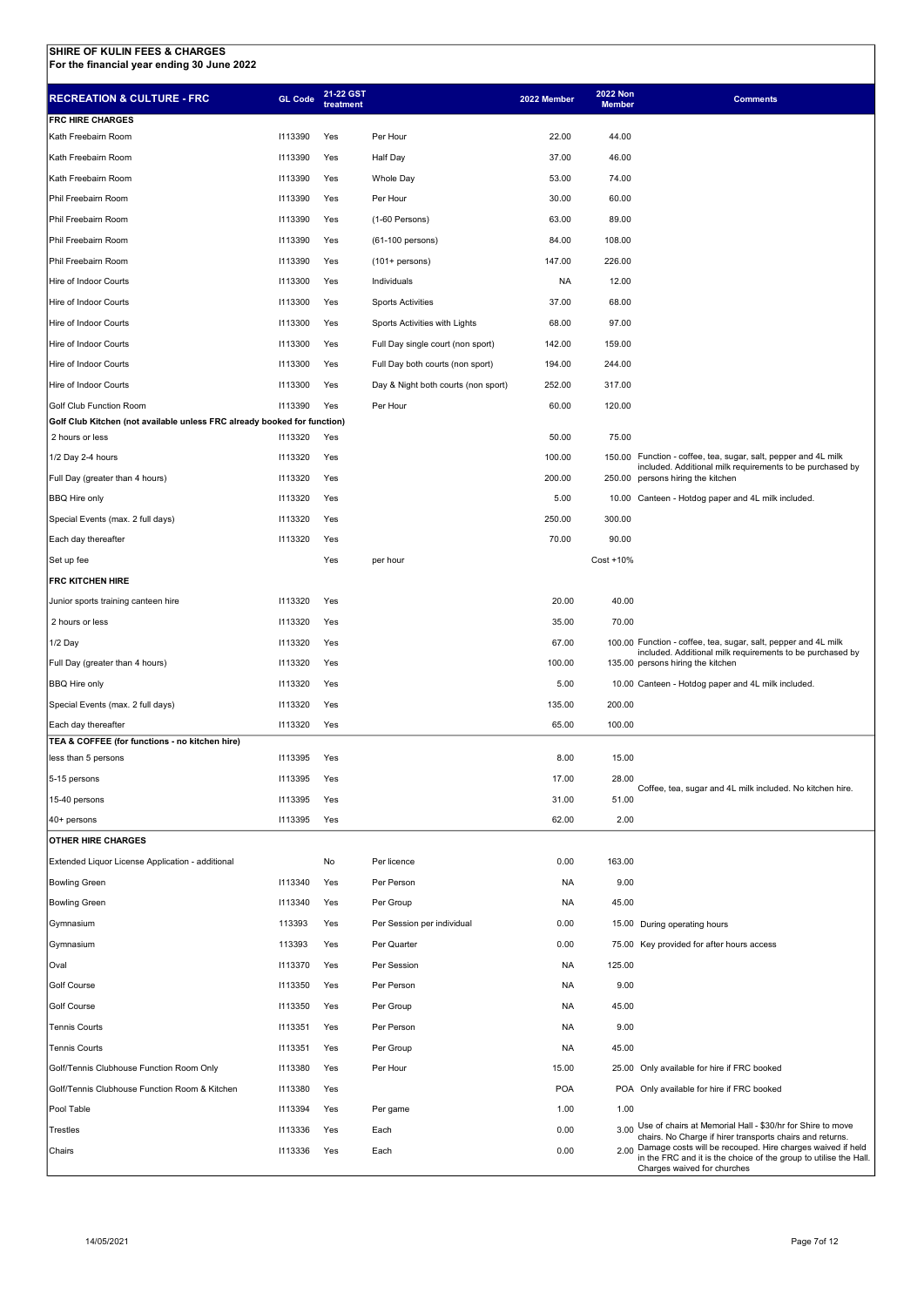**SHIRE OF KULIN FEES & CHARGES**
**For the financial year ending 30 June 2022**

| RECREATION & CULTURE - FRC | GL Code | 21-22 GST treatment | | 2022 Member | 2022 Non Member | Comments |
|---|---|---|---|---|---|---|
| **FRC HIRE CHARGES** | | | | | | |
| Kath Freebairn Room | I113390 | Yes | Per Hour | 22.00 | 44.00 | |
| Kath Freebairn Room | I113390 | Yes | Half Day | 37.00 | 46.00 | |
| Kath Freebairn Room | I113390 | Yes | Whole Day | 53.00 | 74.00 | |
| Phil Freebairn Room | I113390 | Yes | Per Hour | 30.00 | 60.00 | |
| Phil Freebairn Room | I113390 | Yes | (1-60 Persons) | 63.00 | 89.00 | |
| Phil Freebairn Room | I113390 | Yes | (61-100 persons) | 84.00 | 108.00 | |
| Phil Freebairn Room | I113390 | Yes | (101+ persons) | 147.00 | 226.00 | |
| Hire of Indoor Courts | I113300 | Yes | Individuals | NA | 12.00 | |
| Hire of Indoor Courts | I113300 | Yes | Sports Activities | 37.00 | 68.00 | |
| Hire of Indoor Courts | I113300 | Yes | Sports Activities with Lights | 68.00 | 97.00 | |
| Hire of Indoor Courts | I113300 | Yes | Full Day single court (non sport) | 142.00 | 159.00 | |
| Hire of Indoor Courts | I113300 | Yes | Full Day both courts (non sport) | 194.00 | 244.00 | |
| Hire of Indoor Courts | I113300 | Yes | Day & Night both courts (non sport) | 252.00 | 317.00 | |
| Golf Club Function Room | I113390 | Yes | Per Hour | 60.00 | 120.00 | |
| **Golf Club Kitchen (not available unless FRC already booked for function)** | | | | | | |
| 2 hours or less | I113320 | Yes | | 50.00 | 75.00 | |
| 1/2 Day 2-4 hours | I113320 | Yes | | 100.00 | 150.00 | Function - coffee, tea, sugar, salt, pepper and 4L milk included. Additional milk requirements to be purchased by persons hiring the kitchen |
| Full Day (greater than 4 hours) | I113320 | Yes | | 200.00 | 250.00 | |
| BBQ Hire only | I113320 | Yes | | 5.00 | 10.00 | Canteen - Hotdog paper and 4L milk included. |
| Special Events (max. 2 full days) | I113320 | Yes | | 250.00 | 300.00 | |
| Each day thereafter | I113320 | Yes | | 70.00 | 90.00 | |
| Set up fee | | Yes | per hour | | Cost +10% | |
| **FRC KITCHEN HIRE** | | | | | | |
| Junior sports training canteen hire | I113320 | Yes | | 20.00 | 40.00 | |
| 2 hours or less | I113320 | Yes | | 35.00 | 70.00 | |
| 1/2 Day | I113320 | Yes | | 67.00 | 100.00 | Function - coffee, tea, sugar, salt, pepper and 4L milk included. Additional milk requirements to be purchased by persons hiring the kitchen |
| Full Day (greater than 4 hours) | I113320 | Yes | | 100.00 | 135.00 | |
| BBQ Hire only | I113320 | Yes | | 5.00 | 10.00 | Canteen - Hotdog paper and 4L milk included. |
| Special Events (max. 2 full days) | I113320 | Yes | | 135.00 | 200.00 | |
| Each day thereafter | I113320 | Yes | | 65.00 | 100.00 | |
| **TEA & COFFEE (for functions - no kitchen hire)** | | | | | | |
| less than 5 persons | I113395 | Yes | | 8.00 | 15.00 | Coffee, tea, sugar and 4L milk included. No kitchen hire. |
| 5-15 persons | I113395 | Yes | | 17.00 | 28.00 | |
| 15-40 persons | I113395 | Yes | | 31.00 | 51.00 | |
| 40+ persons | I113395 | Yes | | 62.00 | 2.00 | |
| **OTHER HIRE CHARGES** | | | | | | |
| Extended Liquor License Application - additional | | No | Per licence | 0.00 | 163.00 | |
| Bowling Green | I113340 | Yes | Per Person | NA | 9.00 | |
| Bowling Green | I113340 | Yes | Per Group | NA | 45.00 | |
| Gymnasium | 113393 | Yes | Per Session per individual | 0.00 | 15.00 | During operating hours |
| Gymnasium | 113393 | Yes | Per Quarter | 0.00 | 75.00 | Key provided for after hours access |
| Oval | I113370 | Yes | Per Session | NA | 125.00 | |
| Golf Course | I113350 | Yes | Per Person | NA | 9.00 | |
| Golf Course | I113350 | Yes | Per Group | NA | 45.00 | |
| Tennis Courts | I113351 | Yes | Per Person | NA | 9.00 | |
| Tennis Courts | I113351 | Yes | Per Group | NA | 45.00 | |
| Golf/Tennis Clubhouse Function Room Only | I113380 | Yes | Per Hour | 15.00 | 25.00 | Only available for hire if FRC booked |
| Golf/Tennis Clubhouse Function Room & Kitchen | I113380 | Yes | | POA | POA | Only available for hire if FRC booked |
| Pool Table | I113394 | Yes | Per game | 1.00 | 1.00 | |
| Trestles | I113336 | Yes | Each | 0.00 | 3.00 | Use of chairs at Memorial Hall - $30/hr for Shire to move chairs. No Charge if hirer transports chairs and returns. Damage costs will be recouped. Hire charges waived if held in the FRC and it is the choice of the group to utilise the Hall. Charges waived for churches |
| Chairs | I113336 | Yes | Each | 0.00 | 2.00 | |

14/05/2021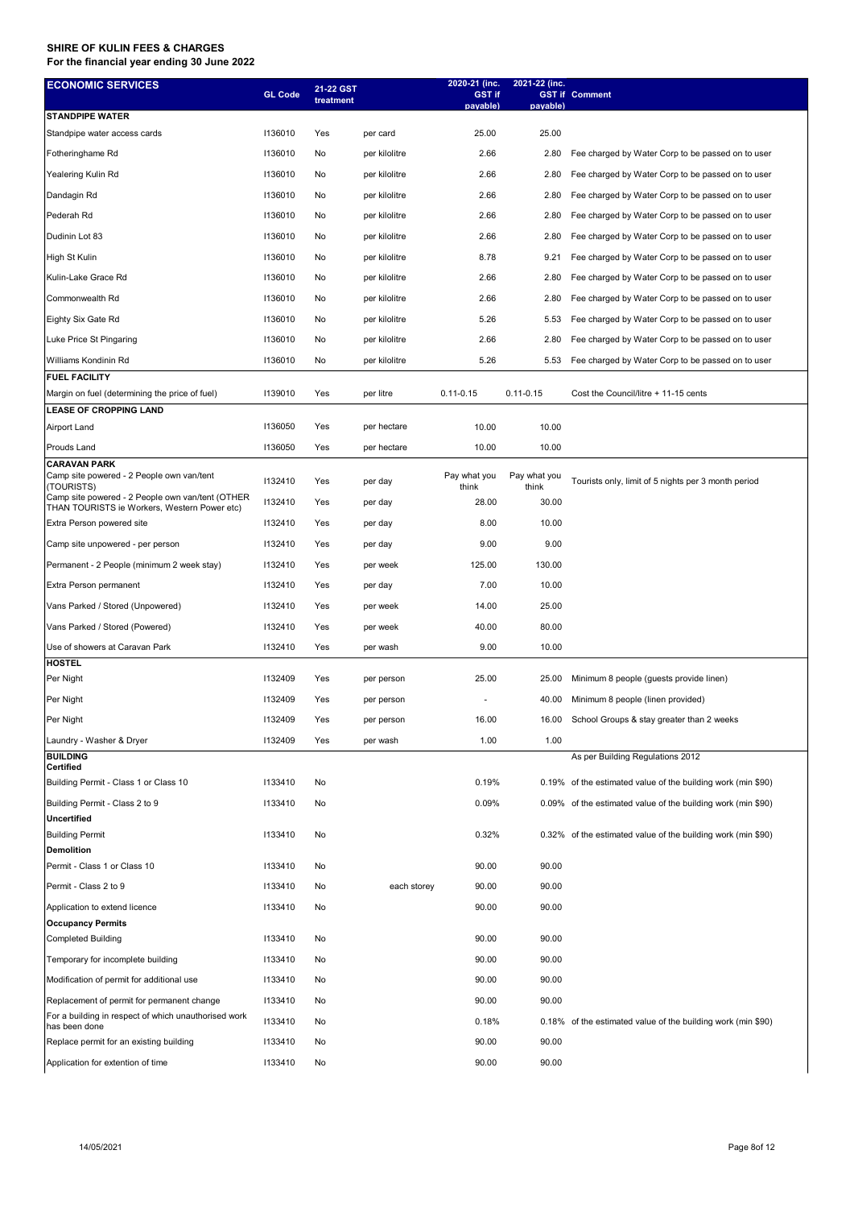**SHIRE OF KULIN FEES & CHARGES**
**For the financial year ending 30 June 2022**

| ECONOMIC SERVICES | GL Code | 21-22 GST treatment | | 2020-21 (inc. GST if payable) | 2021-22 (inc. GST if payable) | Comment |
|---|---|---|---|---|---|---|
| **STANDPIPE WATER** | | | | | | |
| Standpipe water access cards | I136010 | Yes | per card | 25.00 | 25.00 | |
| Fotheringhame Rd | I136010 | No | per kilolitre | 2.66 | 2.80 | Fee charged by Water Corp to be passed on to user |
| Yealering Kulin Rd | I136010 | No | per kilolitre | 2.66 | 2.80 | Fee charged by Water Corp to be passed on to user |
| Dandagin Rd | I136010 | No | per kilolitre | 2.66 | 2.80 | Fee charged by Water Corp to be passed on to user |
| Pederah Rd | I136010 | No | per kilolitre | 2.66 | 2.80 | Fee charged by Water Corp to be passed on to user |
| Dudinin Lot 83 | I136010 | No | per kilolitre | 2.66 | 2.80 | Fee charged by Water Corp to be passed on to user |
| High St Kulin | I136010 | No | per kilolitre | 8.78 | 9.21 | Fee charged by Water Corp to be passed on to user |
| Kulin-Lake Grace Rd | I136010 | No | per kilolitre | 2.66 | 2.80 | Fee charged by Water Corp to be passed on to user |
| Commonwealth Rd | I136010 | No | per kilolitre | 2.66 | 2.80 | Fee charged by Water Corp to be passed on to user |
| Eighty Six Gate Rd | I136010 | No | per kilolitre | 5.26 | 5.53 | Fee charged by Water Corp to be passed on to user |
| Luke Price St Pingaring | I136010 | No | per kilolitre | 2.66 | 2.80 | Fee charged by Water Corp to be passed on to user |
| Williams Kondinin Rd | I136010 | No | per kilolitre | 5.26 | 5.53 | Fee charged by Water Corp to be passed on to user |
| **FUEL FACILITY** | | | | | | |
| Margin on fuel (determining the price of fuel) | I139010 | Yes | per litre | 0.11-0.15 | 0.11-0.15 | Cost the Council/litre + 11-15 cents |
| **LEASE OF CROPPING LAND** | | | | | | |
| Airport Land | I136050 | Yes | per hectare | 10.00 | 10.00 | |
| Prouds Land | I136050 | Yes | per hectare | 10.00 | 10.00 | |
| **CARAVAN PARK** | | | | | | |
| Camp site powered - 2 People own van/tent (TOURISTS) | I132410 | Yes | per day | Pay what you think | Pay what you think | Tourists only, limit of 5 nights per 3 month period |
| Camp site powered - 2 People own van/tent (OTHER THAN TOURISTS ie Workers, Western Power etc) | I132410 | Yes | per day | 28.00 | 30.00 | |
| Extra Person powered site | I132410 | Yes | per day | 8.00 | 10.00 | |
| Camp site unpowered - per person | I132410 | Yes | per day | 9.00 | 9.00 | |
| Permanent - 2 People (minimum 2 week stay) | I132410 | Yes | per week | 125.00 | 130.00 | |
| Extra Person permanent | I132410 | Yes | per day | 7.00 | 10.00 | |
| Vans Parked / Stored (Unpowered) | I132410 | Yes | per week | 14.00 | 25.00 | |
| Vans Parked / Stored (Powered) | I132410 | Yes | per week | 40.00 | 80.00 | |
| Use of showers at Caravan Park | I132410 | Yes | per wash | 9.00 | 10.00 | |
| **HOSTEL** | | | | | | |
| Per Night | I132409 | Yes | per person | 25.00 | 25.00 | Minimum 8 people (guests provide linen) |
| Per Night | I132409 | Yes | per person | - | 40.00 | Minimum 8 people (linen provided) |
| Per Night | I132409 | Yes | per person | 16.00 | 16.00 | School Groups & stay greater than 2 weeks |
| Laundry - Washer & Dryer | I132409 | Yes | per wash | 1.00 | 1.00 | |
| **BUILDING** | | | | | | As per Building Regulations 2012 |
| **Certified** | | | | | | |
| Building Permit - Class 1 or Class 10 | I133410 | No | | 0.19% | 0.19% | of the estimated value of the building work (min $90) |
| Building Permit - Class 2 to 9 | I133410 | No | | 0.09% | 0.09% | of the estimated value of the building work (min $90) |
| **Uncertified** | | | | | | |
| Building Permit | I133410 | No | | 0.32% | 0.32% | of the estimated value of the building work (min $90) |
| **Demolition** | | | | | | |
| Permit - Class 1 or Class 10 | I133410 | No | | 90.00 | 90.00 | |
| Permit - Class 2 to 9 | I133410 | No | each storey | 90.00 | 90.00 | |
| Application to extend licence | I133410 | No | | 90.00 | 90.00 | |
| **Occupancy Permits** | | | | | | |
| Completed Building | I133410 | No | | 90.00 | 90.00 | |
| Temporary for incomplete building | I133410 | No | | 90.00 | 90.00 | |
| Modification of permit for additional use | I133410 | No | | 90.00 | 90.00 | |
| Replacement of permit for permanent change | I133410 | No | | 90.00 | 90.00 | |
| For a building in respect of which unauthorised work has been done | I133410 | No | | 0.18% | 0.18% | of the estimated value of the building work (min $90) |
| Replace permit for an existing building | I133410 | No | | 90.00 | 90.00 | |
| Application for extention of time | I133410 | No | | 90.00 | 90.00 | |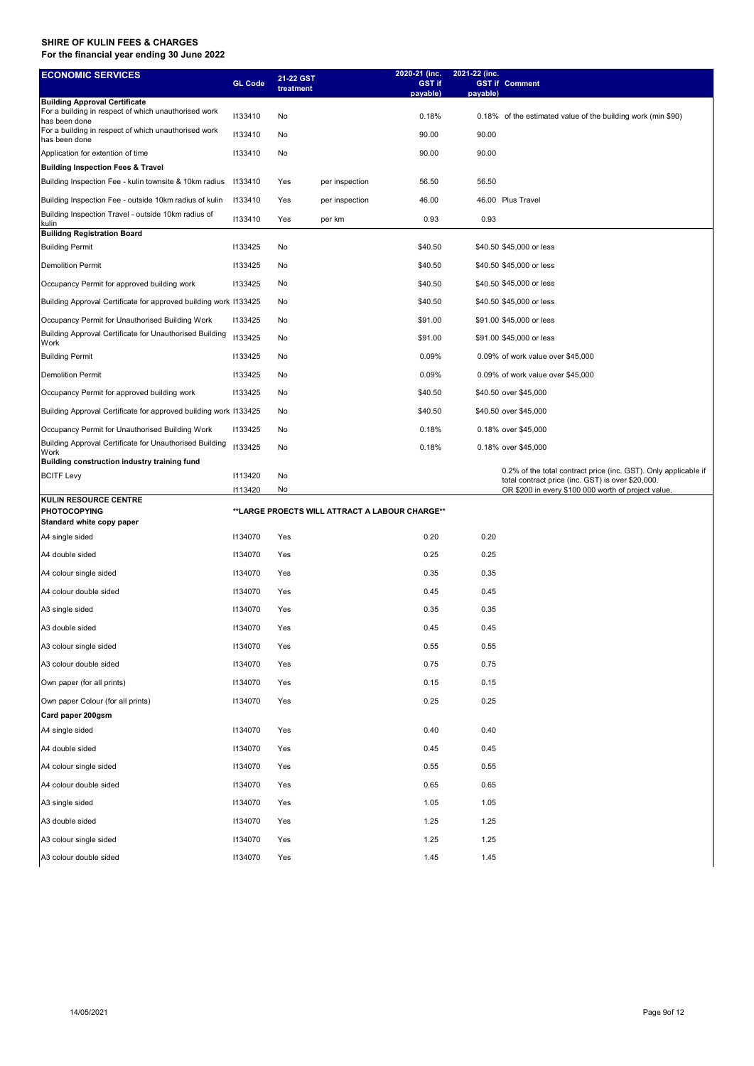**SHIRE OF KULIN FEES & CHARGES**
**For the financial year ending 30 June 2022**

| ECONOMIC SERVICES | GL Code | 21-22 GST treatment | | 2020-21 (inc. GST if payable) | 2021-22 (inc. GST if payable) | Comment |
|---|---|---|---|---|---|---|
| **Building Approval Certificate** | | | | | | |
| For a building in respect of which unauthorised work has been done | I133410 | No | | 0.18% | 0.18% | of the estimated value of the building work (min $90) |
| For a building in respect of which unauthorised work has been done | I133410 | No | | 90.00 | 90.00 | |
| Application for extention of time | I133410 | No | | 90.00 | 90.00 | |
| **Building Inspection Fees & Travel** | | | | | | |
| Building Inspection Fee - kulin townsite & 10km radius | I133410 | Yes | per inspection | 56.50 | 56.50 | |
| Building Inspection Fee - outside 10km radius of kulin | I133410 | Yes | per inspection | 46.00 | 46.00 | Plus Travel |
| Building Inspection Travel - outside 10km radius of kulin | I133410 | Yes | per km | 0.93 | 0.93 | |
| **Builidng Registration Board** | | | | | | |
| Building Permit | I133425 | No | | $40.50 | $40.50 | $45,000 or less |
| Demolition Permit | I133425 | No | | $40.50 | $40.50 | $45,000 or less |
| Occupancy Permit for approved building work | I133425 | No | | $40.50 | $40.50 | $45,000 or less |
| Building Approval Certificate for approved building work | I133425 | No | | $40.50 | $40.50 | $45,000 or less |
| Occupancy Permit for Unauthorised Building Work | I133425 | No | | $91.00 | $91.00 | $45,000 or less |
| Building Approval Certificate for Unauthorised Building Work | I133425 | No | | $91.00 | $91.00 | $45,000 or less |
| Building Permit | I133425 | No | | 0.09% | 0.09% | of work value over $45,000 |
| Demolition Permit | I133425 | No | | 0.09% | 0.09% | of work value over $45,000 |
| Occupancy Permit for approved building work | I133425 | No | | $40.50 | $40.50 | over $45,000 |
| Building Approval Certificate for approved building work | I133425 | No | | $40.50 | $40.50 | over $45,000 |
| Occupancy Permit for Unauthorised Building Work | I133425 | No | | 0.18% | 0.18% | over $45,000 |
| Building Approval Certificate for Unauthorised Building Work | I133425 | No | | 0.18% | 0.18% | over $45,000 |
| **Building construction industry training fund** | | | | | | |
| BCITF Levy | I113420 | No | | | | 0.2% of the total contract price (inc. GST). Only applicable if total contract price (inc. GST) is over $20,000. |
| | I113420 | No | | | | OR $200 in every $100 000 worth of project value. |
| **KULIN RESOURCE CENTRE** | | | | | | |
| **PHOTOCOPYING** | | **LARGE PROECTS WILL ATTRACT A LABOUR CHARGE** | | | | |
| **Standard white copy paper** | | | | | | |
| A4 single sided | I134070 | Yes | | 0.20 | 0.20 | |
| A4 double sided | I134070 | Yes | | 0.25 | 0.25 | |
| A4 colour single sided | I134070 | Yes | | 0.35 | 0.35 | |
| A4 colour double sided | I134070 | Yes | | 0.45 | 0.45 | |
| A3 single sided | I134070 | Yes | | 0.35 | 0.35 | |
| A3 double sided | I134070 | Yes | | 0.45 | 0.45 | |
| A3 colour single sided | I134070 | Yes | | 0.55 | 0.55 | |
| A3 colour double sided | I134070 | Yes | | 0.75 | 0.75 | |
| Own paper (for all prints) | I134070 | Yes | | 0.15 | 0.15 | |
| Own paper Colour (for all prints) | I134070 | Yes | | 0.25 | 0.25 | |
| **Card paper 200gsm** | | | | | | |
| A4 single sided | I134070 | Yes | | 0.40 | 0.40 | |
| A4 double sided | I134070 | Yes | | 0.45 | 0.45 | |
| A4 colour single sided | I134070 | Yes | | 0.55 | 0.55 | |
| A4 colour double sided | I134070 | Yes | | 0.65 | 0.65 | |
| A3 single sided | I134070 | Yes | | 1.05 | 1.05 | |
| A3 double sided | I134070 | Yes | | 1.25 | 1.25 | |
| A3 colour single sided | I134070 | Yes | | 1.25 | 1.25 | |
| A3 colour double sided | I134070 | Yes | | 1.45 | 1.45 | |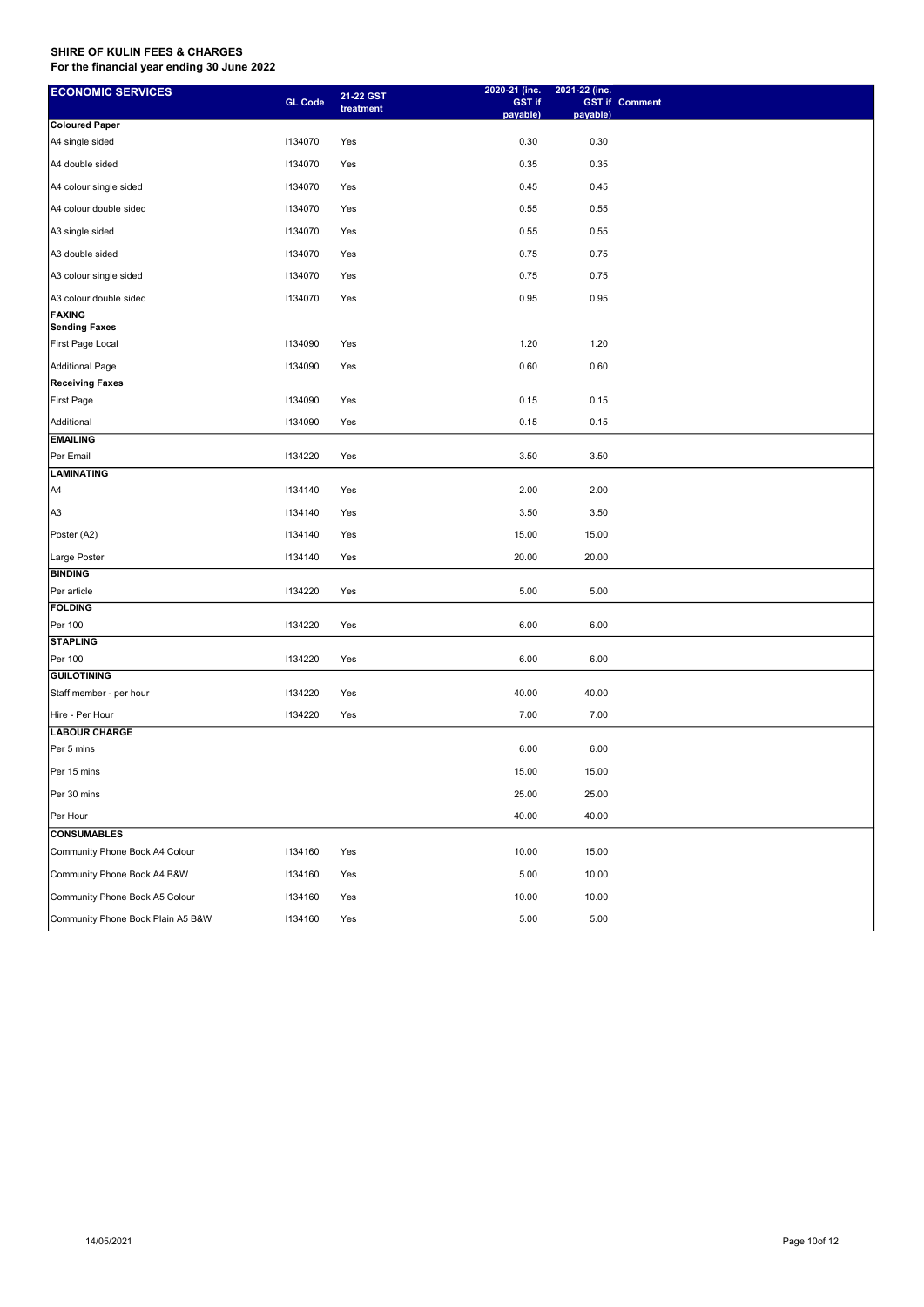**SHIRE OF KULIN FEES & CHARGES**
**For the financial year ending 30 June 2022**

| ECONOMIC SERVICES | GL Code | 21-22 GST treatment | 2020-21 (inc. GST if payable) | 2021-22 (inc. GST if payable) | Comment |
|---|---|---|---|---|---|
| **Coloured Paper** | | | | | |
| A4 single sided | I134070 | Yes | 0.30 | 0.30 | |
| A4 double sided | I134070 | Yes | 0.35 | 0.35 | |
| A4 colour single sided | I134070 | Yes | 0.45 | 0.45 | |
| A4 colour double sided | I134070 | Yes | 0.55 | 0.55 | |
| A3 single sided | I134070 | Yes | 0.55 | 0.55 | |
| A3 double sided | I134070 | Yes | 0.75 | 0.75 | |
| A3 colour single sided | I134070 | Yes | 0.75 | 0.75 | |
| A3 colour double sided | I134070 | Yes | 0.95 | 0.95 | |
| **FAXING** | | | | | |
| **Sending Faxes** | | | | | |
| First Page Local | I134090 | Yes | 1.20 | 1.20 | |
| Additional Page | I134090 | Yes | 0.60 | 0.60 | |
| **Receiving Faxes** | | | | | |
| First Page | I134090 | Yes | 0.15 | 0.15 | |
| Additional | I134090 | Yes | 0.15 | 0.15 | |
| **EMAILING** | | | | | |
| Per Email | I134220 | Yes | 3.50 | 3.50 | |
| **LAMINATING** | | | | | |
| A4 | I134140 | Yes | 2.00 | 2.00 | |
| A3 | I134140 | Yes | 3.50 | 3.50 | |
| Poster (A2) | I134140 | Yes | 15.00 | 15.00 | |
| Large Poster | I134140 | Yes | 20.00 | 20.00 | |
| **BINDING** | | | | | |
| Per article | I134220 | Yes | 5.00 | 5.00 | |
| **FOLDING** | | | | | |
| Per 100 | I134220 | Yes | 6.00 | 6.00 | |
| **STAPLING** | | | | | |
| Per 100 | I134220 | Yes | 6.00 | 6.00 | |
| **GUILOTINING** | | | | | |
| Staff member - per hour | I134220 | Yes | 40.00 | 40.00 | |
| Hire - Per Hour | I134220 | Yes | 7.00 | 7.00 | |
| **LABOUR CHARGE** | | | | | |
| Per 5 mins | | | 6.00 | 6.00 | |
| Per 15 mins | | | 15.00 | 15.00 | |
| Per 30 mins | | | 25.00 | 25.00 | |
| Per Hour | | | 40.00 | 40.00 | |
| **CONSUMABLES** | | | | | |
| Community Phone Book A4 Colour | I134160 | Yes | 10.00 | 15.00 | |
| Community Phone Book A4 B&W | I134160 | Yes | 5.00 | 10.00 | |
| Community Phone Book A5 Colour | I134160 | Yes | 10.00 | 10.00 | |
| Community Phone Book Plain A5 B&W | I134160 | Yes | 5.00 | 5.00 | |

14/05/2021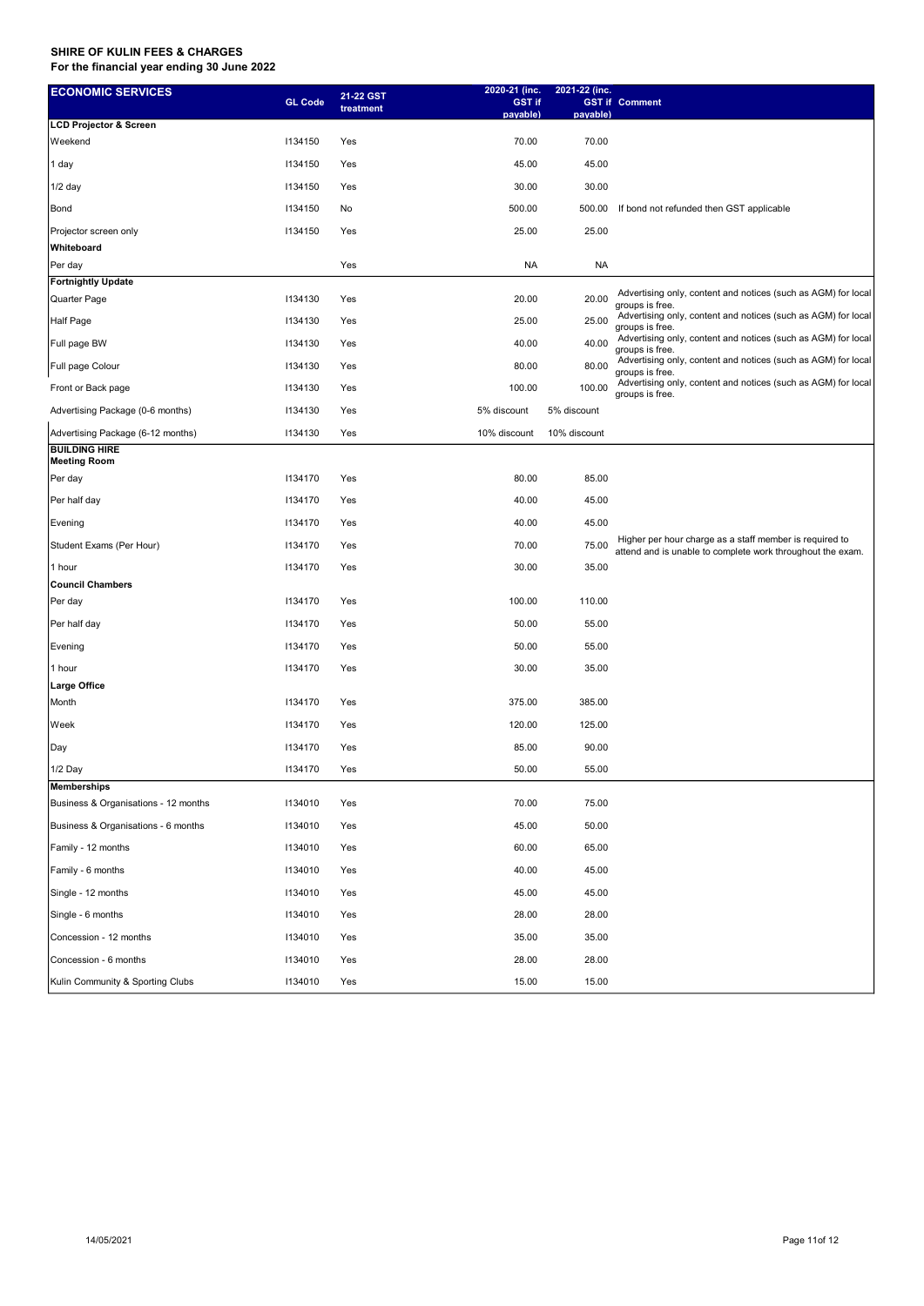**SHIRE OF KULIN FEES & CHARGES**
**For the financial year ending 30 June 2022**

| ECONOMIC SERVICES | GL Code | 21-22 GST treatment | 2020-21 (inc. GST if payable) | 2021-22 (inc. GST if payable) | Comment |
|---|---|---|---|---|---|
| **LCD Projector & Screen** | | | | | |
| Weekend | I134150 | Yes | 70.00 | 70.00 | |
| 1 day | I134150 | Yes | 45.00 | 45.00 | |
| 1/2 day | I134150 | Yes | 30.00 | 30.00 | |
| Bond | I134150 | No | 500.00 | 500.00 | If bond not refunded then GST applicable |
| Projector screen only | I134150 | Yes | 25.00 | 25.00 | |
| **Whiteboard** | | | | | |
| Per day | | Yes | NA | NA | |
| **Fortnightly Update** | | | | | |
| Quarter Page | I134130 | Yes | 20.00 | 20.00 | Advertising only, content and notices (such as AGM) for local groups is free. |
| Half Page | I134130 | Yes | 25.00 | 25.00 | Advertising only, content and notices (such as AGM) for local groups is free. |
| Full page BW | I134130 | Yes | 40.00 | 40.00 | Advertising only, content and notices (such as AGM) for local groups is free. |
| Full page Colour | I134130 | Yes | 80.00 | 80.00 | Advertising only, content and notices (such as AGM) for local groups is free. |
| Front or Back page | I134130 | Yes | 100.00 | 100.00 | Advertising only, content and notices (such as AGM) for local groups is free. |
| Advertising Package (0-6 months) | I134130 | Yes | 5% discount | 5% discount | |
| Advertising Package (6-12 months) | I134130 | Yes | 10% discount | 10% discount | |
| **BUILDING HIRE** | | | | | |
| **Meeting Room** | | | | | |
| Per day | I134170 | Yes | 80.00 | 85.00 | |
| Per half day | I134170 | Yes | 40.00 | 45.00 | |
| Evening | I134170 | Yes | 40.00 | 45.00 | |
| Student Exams (Per Hour) | I134170 | Yes | 70.00 | 75.00 | Higher per hour charge as a staff member is required to attend and is unable to complete work throughout the exam. |
| 1 hour | I134170 | Yes | 30.00 | 35.00 | |
| **Council Chambers** | | | | | |
| Per day | I134170 | Yes | 100.00 | 110.00 | |
| Per half day | I134170 | Yes | 50.00 | 55.00 | |
| Evening | I134170 | Yes | 50.00 | 55.00 | |
| 1 hour | I134170 | Yes | 30.00 | 35.00 | |
| **Large Office** | | | | | |
| Month | I134170 | Yes | 375.00 | 385.00 | |
| Week | I134170 | Yes | 120.00 | 125.00 | |
| Day | I134170 | Yes | 85.00 | 90.00 | |
| 1/2 Day | I134170 | Yes | 50.00 | 55.00 | |
| **Memberships** | | | | | |
| Business & Organisations - 12 months | I134010 | Yes | 70.00 | 75.00 | |
| Business & Organisations - 6 months | I134010 | Yes | 45.00 | 50.00 | |
| Family - 12 months | I134010 | Yes | 60.00 | 65.00 | |
| Family - 6 months | I134010 | Yes | 40.00 | 45.00 | |
| Single - 12 months | I134010 | Yes | 45.00 | 45.00 | |
| Single - 6 months | I134010 | Yes | 28.00 | 28.00 | |
| Concession - 12 months | I134010 | Yes | 35.00 | 35.00 | |
| Concession - 6 months | I134010 | Yes | 28.00 | 28.00 | |
| Kulin Community & Sporting Clubs | I134010 | Yes | 15.00 | 15.00 | |

14/05/2021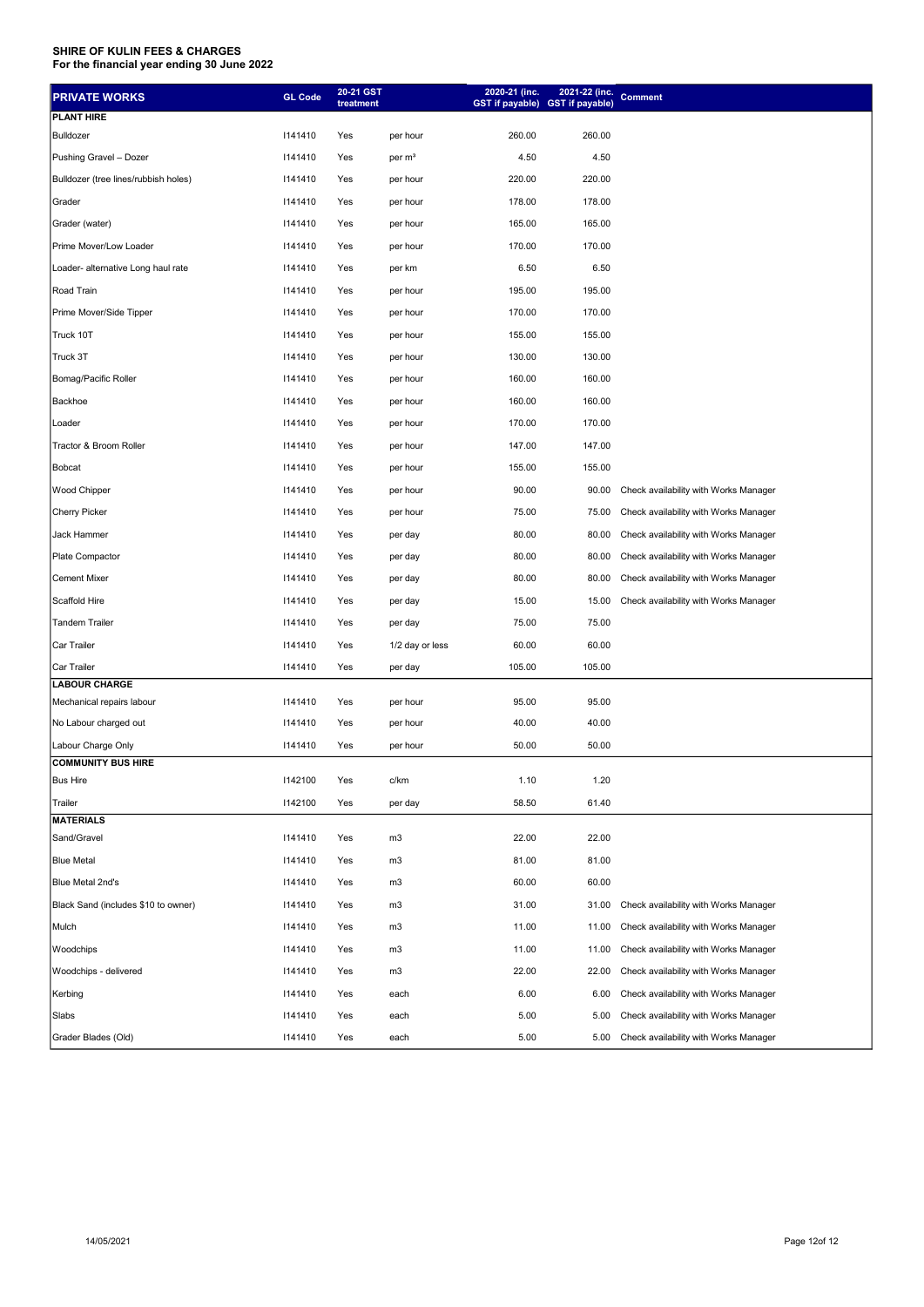**SHIRE OF KULIN FEES & CHARGES**
**For the financial year ending 30 June 2022**

| PRIVATE WORKS | GL Code | 20-21 GST treatment | | 2020-21 (inc. GST if payable) | 2021-22 (inc. GST if payable) | Comment |
|---|---|---|---|---|---|---|
| **PLANT HIRE** | | | | | | |
| Bulldozer | I141410 | Yes | per hour | 260.00 | 260.00 | |
| Pushing Gravel – Dozer | I141410 | Yes | per m³ | 4.50 | 4.50 | |
| Bulldozer (tree lines/rubbish holes) | I141410 | Yes | per hour | 220.00 | 220.00 | |
| Grader | I141410 | Yes | per hour | 178.00 | 178.00 | |
| Grader (water) | I141410 | Yes | per hour | 165.00 | 165.00 | |
| Prime Mover/Low Loader | I141410 | Yes | per hour | 170.00 | 170.00 | |
| Loader- alternative Long haul rate | I141410 | Yes | per km | 6.50 | 6.50 | |
| Road Train | I141410 | Yes | per hour | 195.00 | 195.00 | |
| Prime Mover/Side Tipper | I141410 | Yes | per hour | 170.00 | 170.00 | |
| Truck 10T | I141410 | Yes | per hour | 155.00 | 155.00 | |
| Truck 3T | I141410 | Yes | per hour | 130.00 | 130.00 | |
| Bomag/Pacific Roller | I141410 | Yes | per hour | 160.00 | 160.00 | |
| Backhoe | I141410 | Yes | per hour | 160.00 | 160.00 | |
| Loader | I141410 | Yes | per hour | 170.00 | 170.00 | |
| Tractor & Broom Roller | I141410 | Yes | per hour | 147.00 | 147.00 | |
| Bobcat | I141410 | Yes | per hour | 155.00 | 155.00 | |
| Wood Chipper | I141410 | Yes | per hour | 90.00 | 90.00 | Check availability with Works Manager |
| Cherry Picker | I141410 | Yes | per hour | 75.00 | 75.00 | Check availability with Works Manager |
| Jack Hammer | I141410 | Yes | per day | 80.00 | 80.00 | Check availability with Works Manager |
| Plate Compactor | I141410 | Yes | per day | 80.00 | 80.00 | Check availability with Works Manager |
| Cement Mixer | I141410 | Yes | per day | 80.00 | 80.00 | Check availability with Works Manager |
| Scaffold Hire | I141410 | Yes | per day | 15.00 | 15.00 | Check availability with Works Manager |
| Tandem Trailer | I141410 | Yes | per day | 75.00 | 75.00 | |
| Car Trailer | I141410 | Yes | 1/2 day or less | 60.00 | 60.00 | |
| Car Trailer | I141410 | Yes | per day | 105.00 | 105.00 | |
| **LABOUR CHARGE** | | | | | | |
| Mechanical repairs labour | I141410 | Yes | per hour | 95.00 | 95.00 | |
| No Labour charged out | I141410 | Yes | per hour | 40.00 | 40.00 | |
| Labour Charge Only | I141410 | Yes | per hour | 50.00 | 50.00 | |
| **COMMUNITY BUS HIRE** | | | | | | |
| Bus Hire | I142100 | Yes | c/km | 1.10 | 1.20 | |
| Trailer | I142100 | Yes | per day | 58.50 | 61.40 | |
| **MATERIALS** | | | | | | |
| Sand/Gravel | I141410 | Yes | m3 | 22.00 | 22.00 | |
| Blue Metal | I141410 | Yes | m3 | 81.00 | 81.00 | |
| Blue Metal 2nd's | I141410 | Yes | m3 | 60.00 | 60.00 | |
| Black Sand (includes $10 to owner) | I141410 | Yes | m3 | 31.00 | 31.00 | Check availability with Works Manager |
| Mulch | I141410 | Yes | m3 | 11.00 | 11.00 | Check availability with Works Manager |
| Woodchips | I141410 | Yes | m3 | 11.00 | 11.00 | Check availability with Works Manager |
| Woodchips - delivered | I141410 | Yes | m3 | 22.00 | 22.00 | Check availability with Works Manager |
| Kerbing | I141410 | Yes | each | 6.00 | 6.00 | Check availability with Works Manager |
| Slabs | I141410 | Yes | each | 5.00 | 5.00 | Check availability with Works Manager |
| Grader Blades (Old) | I141410 | Yes | each | 5.00 | 5.00 | Check availability with Works Manager |

14/05/2021